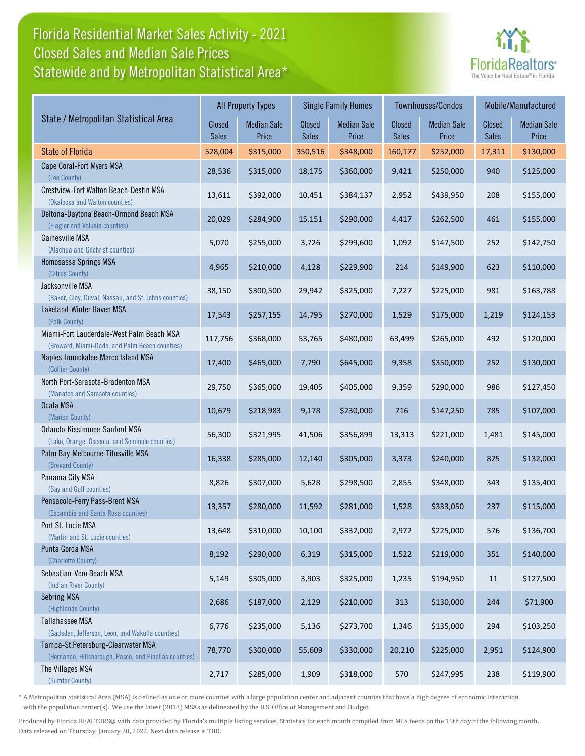# Florida Residential Market Sales Activity - 2021
## Closed Sales and Median Sale Prices
## Statewide and by Metropolitan Statistical Area*

FloridaRealtors® The Voice for Real Estate® in Florida

| State / Metropolitan Statistical Area | All Property Types | | Single Family Homes | | Townhouses/Condos | | Mobile/Manufactured | |
|---|---|---|---|---|---|---|---|---|
| | Closed Sales | Median Sale Price | Closed Sales | Median Sale Price | Closed Sales | Median Sale Price | Closed Sales | Median Sale Price |
| State of Florida | 528,004 | $315,000 | 350,516 | $348,000 | 160,177 | $252,000 | 17,311 | $130,000 |
| Cape Coral-Fort Myers MSA (Lee County) | 28,536 | $315,000 | 18,175 | $360,000 | 9,421 | $250,000 | 940 | $125,000 |
| Crestview-Fort Walton Beach-Destin MSA (Okaloosa and Walton counties) | 13,611 | $392,000 | 10,451 | $384,137 | 2,952 | $439,950 | 208 | $155,000 |
| Deltona-Daytona Beach-Ormond Beach MSA (Flagler and Volusia counties) | 20,029 | $284,900 | 15,151 | $290,000 | 4,417 | $262,500 | 461 | $155,000 |
| Gainesville MSA (Alachua and Gilchrist counties) | 5,070 | $255,000 | 3,726 | $299,600 | 1,092 | $147,500 | 252 | $142,750 |
| Homosassa Springs MSA (Citrus County) | 4,965 | $210,000 | 4,128 | $229,900 | 214 | $149,900 | 623 | $110,000 |
| Jacksonville MSA (Baker, Clay, Duval, Nassau, and St. Johns counties) | 38,150 | $300,500 | 29,942 | $325,000 | 7,227 | $225,000 | 981 | $163,788 |
| Lakeland-Winter Haven MSA (Polk County) | 17,543 | $257,155 | 14,795 | $270,000 | 1,529 | $175,000 | 1,219 | $124,153 |
| Miami-Fort Lauderdale-West Palm Beach MSA (Broward, Miami-Dade, and Palm Beach counties) | 117,756 | $368,000 | 53,765 | $480,000 | 63,499 | $265,000 | 492 | $120,000 |
| Naples-Immokalee-Marco Island MSA (Collier County) | 17,400 | $465,000 | 7,790 | $645,000 | 9,358 | $350,000 | 252 | $130,000 |
| North Port-Sarasota-Bradenton MSA (Manatee and Sarasota counties) | 29,750 | $365,000 | 19,405 | $405,000 | 9,359 | $290,000 | 986 | $127,450 |
| Ocala MSA (Marion County) | 10,679 | $218,983 | 9,178 | $230,000 | 716 | $147,250 | 785 | $107,000 |
| Orlando-Kissimmee-Sanford MSA (Lake, Orange, Osceola, and Seminole counties) | 56,300 | $321,995 | 41,506 | $356,899 | 13,313 | $221,000 | 1,481 | $145,000 |
| Palm Bay-Melbourne-Titusville MSA (Brevard County) | 16,338 | $285,000 | 12,140 | $305,000 | 3,373 | $240,000 | 825 | $132,000 |
| Panama City MSA (Bay and Gulf counties) | 8,826 | $307,000 | 5,628 | $298,500 | 2,855 | $348,000 | 343 | $135,400 |
| Pensacola-Ferry Pass-Brent MSA (Escambia and Santa Rosa counties) | 13,357 | $280,000 | 11,592 | $281,000 | 1,528 | $333,050 | 237 | $115,000 |
| Port St. Lucie MSA (Martin and St. Lucie counties) | 13,648 | $310,000 | 10,100 | $332,000 | 2,972 | $225,000 | 576 | $136,700 |
| Punta Gorda MSA (Charlotte County) | 8,192 | $290,000 | 6,319 | $315,000 | 1,522 | $219,000 | 351 | $140,000 |
| Sebastian-Vero Beach MSA (Indian River County) | 5,149 | $305,000 | 3,903 | $325,000 | 1,235 | $194,950 | 11 | $127,500 |
| Sebring MSA (Highlands County) | 2,686 | $187,000 | 2,129 | $210,000 | 313 | $130,000 | 244 | $71,900 |
| Tallahassee MSA (Gadsden, Jefferson, Leon, and Wakulla counties) | 6,776 | $235,000 | 5,136 | $273,700 | 1,346 | $135,000 | 294 | $103,250 |
| Tampa-St.Petersburg-Clearwater MSA (Hernando, Hillsborough, Pasco, and Pinellas counties) | 78,770 | $300,000 | 55,609 | $330,000 | 20,210 | $225,000 | 2,951 | $124,900 |
| The Villages MSA (Sumter County) | 2,717 | $285,000 | 1,909 | $318,000 | 570 | $247,995 | 238 | $119,900 |

\* A Metropolitan Statistical Area (MSA) is defined as one or more counties with a large population center and adjacent counties that have a high degree of economic interaction with the population center(s). We use the latest (2013) MSAs as delineated by the U.S. Office of Management and Budget.

Produced by Florida REALTORS® with data provided by Florida's multiple listing services. Statistics for each month compiled from MLS feeds on the 15th day of the following month. Data released on Thursday, January 20, 2022. Next data release is TBD.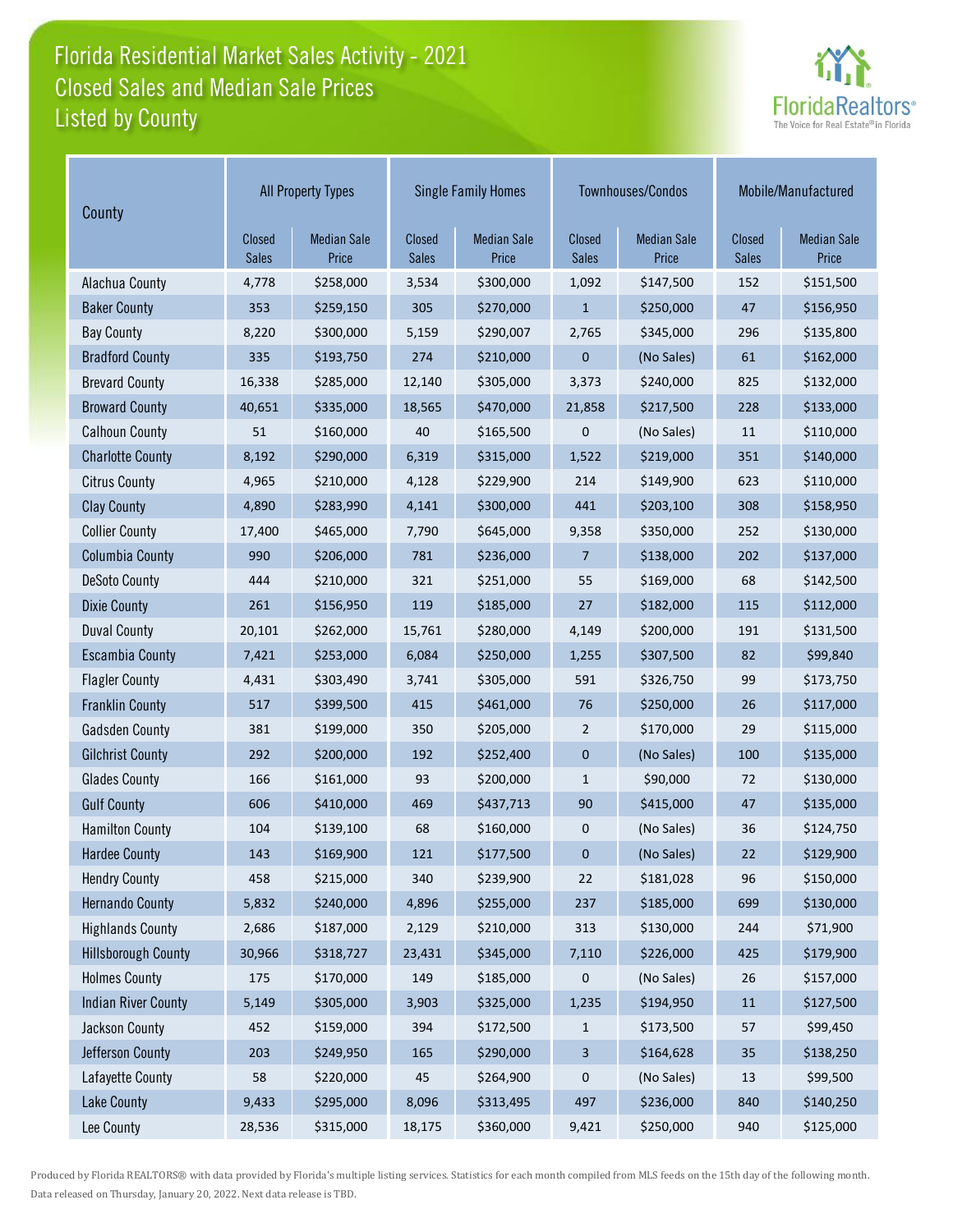# Florida Residential Market Sales Activity - 2021
## Closed Sales and Median Sale Prices
## Listed by County

| County | All Property Types | | Single Family Homes | | Townhouses/Condos | | Mobile/Manufactured | |
|---|---|---|---|---|---|---|---|---|
| | Closed Sales | Median Sale Price | Closed Sales | Median Sale Price | Closed Sales | Median Sale Price | Closed Sales | Median Sale Price |
| Alachua County | 4,778 | $258,000 | 3,534 | $300,000 | 1,092 | $147,500 | 152 | $151,500 |
| Baker County | 353 | $259,150 | 305 | $270,000 | 1 | $250,000 | 47 | $156,950 |
| Bay County | 8,220 | $300,000 | 5,159 | $290,007 | 2,765 | $345,000 | 296 | $135,800 |
| Bradford County | 335 | $193,750 | 274 | $210,000 | 0 | (No Sales) | 61 | $162,000 |
| Brevard County | 16,338 | $285,000 | 12,140 | $305,000 | 3,373 | $240,000 | 825 | $132,000 |
| Broward County | 40,651 | $335,000 | 18,565 | $470,000 | 21,858 | $217,500 | 228 | $133,000 |
| Calhoun County | 51 | $160,000 | 40 | $165,500 | 0 | (No Sales) | 11 | $110,000 |
| Charlotte County | 8,192 | $290,000 | 6,319 | $315,000 | 1,522 | $219,000 | 351 | $140,000 |
| Citrus County | 4,965 | $210,000 | 4,128 | $229,900 | 214 | $149,900 | 623 | $110,000 |
| Clay County | 4,890 | $283,990 | 4,141 | $300,000 | 441 | $203,100 | 308 | $158,950 |
| Collier County | 17,400 | $465,000 | 7,790 | $645,000 | 9,358 | $350,000 | 252 | $130,000 |
| Columbia County | 990 | $206,000 | 781 | $236,000 | 7 | $138,000 | 202 | $137,000 |
| DeSoto County | 444 | $210,000 | 321 | $251,000 | 55 | $169,000 | 68 | $142,500 |
| Dixie County | 261 | $156,950 | 119 | $185,000 | 27 | $182,000 | 115 | $112,000 |
| Duval County | 20,101 | $262,000 | 15,761 | $280,000 | 4,149 | $200,000 | 191 | $131,500 |
| Escambia County | 7,421 | $253,000 | 6,084 | $250,000 | 1,255 | $307,500 | 82 | $99,840 |
| Flagler County | 4,431 | $303,490 | 3,741 | $305,000 | 591 | $326,750 | 99 | $173,750 |
| Franklin County | 517 | $399,500 | 415 | $461,000 | 76 | $250,000 | 26 | $117,000 |
| Gadsden County | 381 | $199,000 | 350 | $205,000 | 2 | $170,000 | 29 | $115,000 |
| Gilchrist County | 292 | $200,000 | 192 | $252,400 | 0 | (No Sales) | 100 | $135,000 |
| Glades County | 166 | $161,000 | 93 | $200,000 | 1 | $90,000 | 72 | $130,000 |
| Gulf County | 606 | $410,000 | 469 | $437,713 | 90 | $415,000 | 47 | $135,000 |
| Hamilton County | 104 | $139,100 | 68 | $160,000 | 0 | (No Sales) | 36 | $124,750 |
| Hardee County | 143 | $169,900 | 121 | $177,500 | 0 | (No Sales) | 22 | $129,900 |
| Hendry County | 458 | $215,000 | 340 | $239,900 | 22 | $181,028 | 96 | $150,000 |
| Hernando County | 5,832 | $240,000 | 4,896 | $255,000 | 237 | $185,000 | 699 | $130,000 |
| Highlands County | 2,686 | $187,000 | 2,129 | $210,000 | 313 | $130,000 | 244 | $71,900 |
| Hillsborough County | 30,966 | $318,727 | 23,431 | $345,000 | 7,110 | $226,000 | 425 | $179,900 |
| Holmes County | 175 | $170,000 | 149 | $185,000 | 0 | (No Sales) | 26 | $157,000 |
| Indian River County | 5,149 | $305,000 | 3,903 | $325,000 | 1,235 | $194,950 | 11 | $127,500 |
| Jackson County | 452 | $159,000 | 394 | $172,500 | 1 | $173,500 | 57 | $99,450 |
| Jefferson County | 203 | $249,950 | 165 | $290,000 | 3 | $164,628 | 35 | $138,250 |
| Lafayette County | 58 | $220,000 | 45 | $264,900 | 0 | (No Sales) | 13 | $99,500 |
| Lake County | 9,433 | $295,000 | 8,096 | $313,495 | 497 | $236,000 | 840 | $140,250 |
| Lee County | 28,536 | $315,000 | 18,175 | $360,000 | 9,421 | $250,000 | 940 | $125,000 |

Produced by Florida REALTORS® with data provided by Florida's multiple listing services. Statistics for each month compiled from MLS feeds on the 15th day of the following month. Data released on Thursday, January 20, 2022. Next data release is TBD.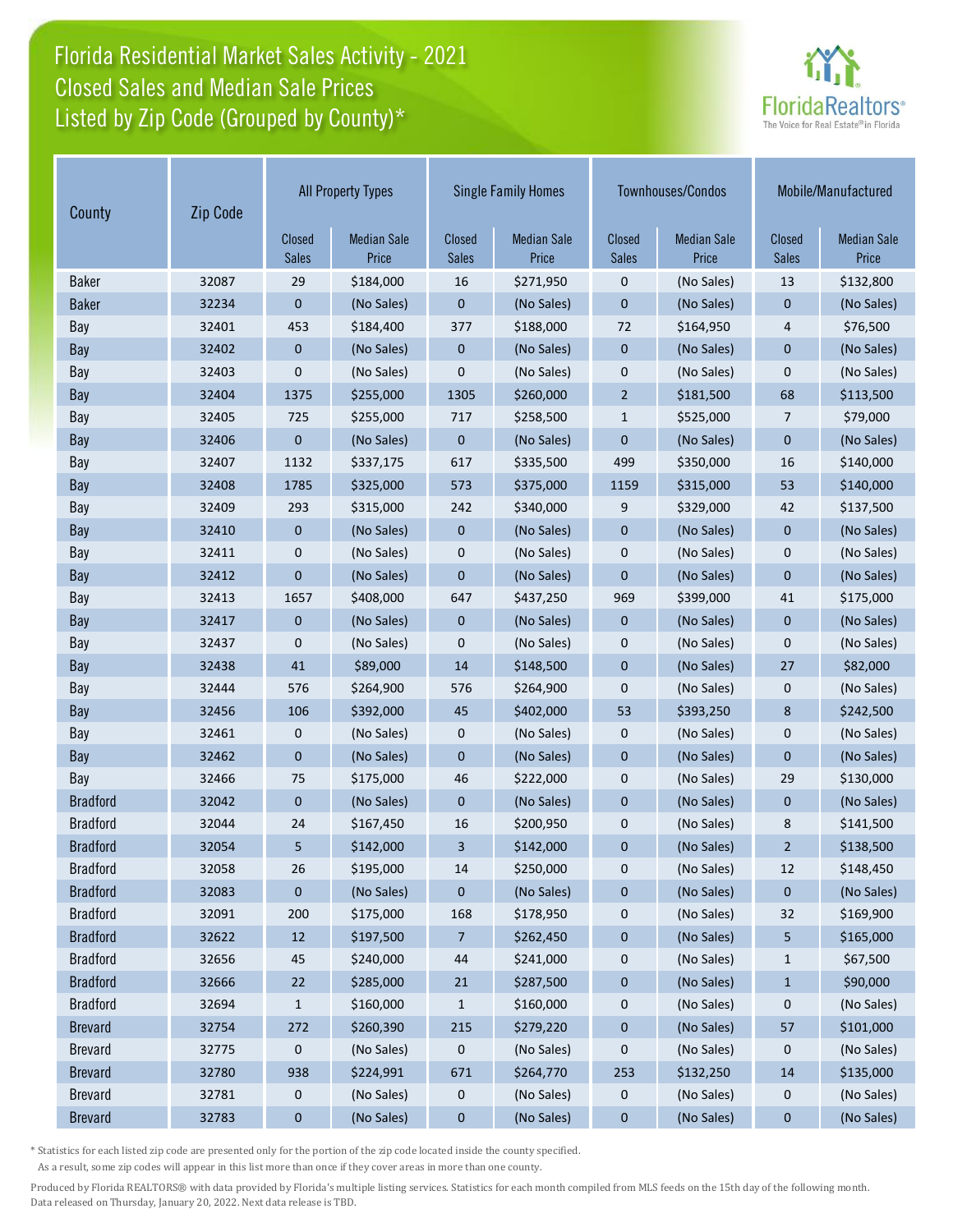# Florida Residential Market Sales Activity - 2021
## Closed Sales and Median Sale Prices
## Listed by Zip Code (Grouped by County)*

| County | Zip Code | All Property Types | | Single Family Homes | | Townhouses/Condos | | Mobile/Manufactured | |
|---|---|---|---|---|---|---|---|---|---|
| | | Closed Sales | Median Sale Price | Closed Sales | Median Sale Price | Closed Sales | Median Sale Price | Closed Sales | Median Sale Price |
| Baker | 32087 | 29 | $184,000 | 16 | $271,950 | 0 | (No Sales) | 13 | $132,800 |
| Baker | 32234 | 0 | (No Sales) | 0 | (No Sales) | 0 | (No Sales) | 0 | (No Sales) |
| Bay | 32401 | 453 | $184,400 | 377 | $188,000 | 72 | $164,950 | 4 | $76,500 |
| Bay | 32402 | 0 | (No Sales) | 0 | (No Sales) | 0 | (No Sales) | 0 | (No Sales) |
| Bay | 32403 | 0 | (No Sales) | 0 | (No Sales) | 0 | (No Sales) | 0 | (No Sales) |
| Bay | 32404 | 1375 | $255,000 | 1305 | $260,000 | 2 | $181,500 | 68 | $113,500 |
| Bay | 32405 | 725 | $255,000 | 717 | $258,500 | 1 | $525,000 | 7 | $79,000 |
| Bay | 32406 | 0 | (No Sales) | 0 | (No Sales) | 0 | (No Sales) | 0 | (No Sales) |
| Bay | 32407 | 1132 | $337,175 | 617 | $335,500 | 499 | $350,000 | 16 | $140,000 |
| Bay | 32408 | 1785 | $325,000 | 573 | $375,000 | 1159 | $315,000 | 53 | $140,000 |
| Bay | 32409 | 293 | $315,000 | 242 | $340,000 | 9 | $329,000 | 42 | $137,500 |
| Bay | 32410 | 0 | (No Sales) | 0 | (No Sales) | 0 | (No Sales) | 0 | (No Sales) |
| Bay | 32411 | 0 | (No Sales) | 0 | (No Sales) | 0 | (No Sales) | 0 | (No Sales) |
| Bay | 32412 | 0 | (No Sales) | 0 | (No Sales) | 0 | (No Sales) | 0 | (No Sales) |
| Bay | 32413 | 1657 | $408,000 | 647 | $437,250 | 969 | $399,000 | 41 | $175,000 |
| Bay | 32417 | 0 | (No Sales) | 0 | (No Sales) | 0 | (No Sales) | 0 | (No Sales) |
| Bay | 32437 | 0 | (No Sales) | 0 | (No Sales) | 0 | (No Sales) | 0 | (No Sales) |
| Bay | 32438 | 41 | $89,000 | 14 | $148,500 | 0 | (No Sales) | 27 | $82,000 |
| Bay | 32444 | 576 | $264,900 | 576 | $264,900 | 0 | (No Sales) | 0 | (No Sales) |
| Bay | 32456 | 106 | $392,000 | 45 | $402,000 | 53 | $393,250 | 8 | $242,500 |
| Bay | 32461 | 0 | (No Sales) | 0 | (No Sales) | 0 | (No Sales) | 0 | (No Sales) |
| Bay | 32462 | 0 | (No Sales) | 0 | (No Sales) | 0 | (No Sales) | 0 | (No Sales) |
| Bay | 32466 | 75 | $175,000 | 46 | $222,000 | 0 | (No Sales) | 29 | $130,000 |
| Bradford | 32042 | 0 | (No Sales) | 0 | (No Sales) | 0 | (No Sales) | 0 | (No Sales) |
| Bradford | 32044 | 24 | $167,450 | 16 | $200,950 | 0 | (No Sales) | 8 | $141,500 |
| Bradford | 32054 | 5 | $142,000 | 3 | $142,000 | 0 | (No Sales) | 2 | $138,500 |
| Bradford | 32058 | 26 | $195,000 | 14 | $250,000 | 0 | (No Sales) | 12 | $148,450 |
| Bradford | 32083 | 0 | (No Sales) | 0 | (No Sales) | 0 | (No Sales) | 0 | (No Sales) |
| Bradford | 32091 | 200 | $175,000 | 168 | $178,950 | 0 | (No Sales) | 32 | $169,900 |
| Bradford | 32622 | 12 | $197,500 | 7 | $262,450 | 0 | (No Sales) | 5 | $165,000 |
| Bradford | 32656 | 45 | $240,000 | 44 | $241,000 | 0 | (No Sales) | 1 | $67,500 |
| Bradford | 32666 | 22 | $285,000 | 21 | $287,500 | 0 | (No Sales) | 1 | $90,000 |
| Bradford | 32694 | 1 | $160,000 | 1 | $160,000 | 0 | (No Sales) | 0 | (No Sales) |
| Brevard | 32754 | 272 | $260,390 | 215 | $279,220 | 0 | (No Sales) | 57 | $101,000 |
| Brevard | 32775 | 0 | (No Sales) | 0 | (No Sales) | 0 | (No Sales) | 0 | (No Sales) |
| Brevard | 32780 | 938 | $224,991 | 671 | $264,770 | 253 | $132,250 | 14 | $135,000 |
| Brevard | 32781 | 0 | (No Sales) | 0 | (No Sales) | 0 | (No Sales) | 0 | (No Sales) |
| Brevard | 32783 | 0 | (No Sales) | 0 | (No Sales) | 0 | (No Sales) | 0 | (No Sales) |

* Statistics for each listed zip code are presented only for the portion of the zip code located inside the county specified. As a result, some zip codes will appear in this list more than once if they cover areas in more than one county.

Produced by Florida REALTORS® with data provided by Florida's multiple listing services. Statistics for each month compiled from MLS feeds on the 15th day of the following month. Data released on Thursday, January 20, 2022. Next data release is TBD.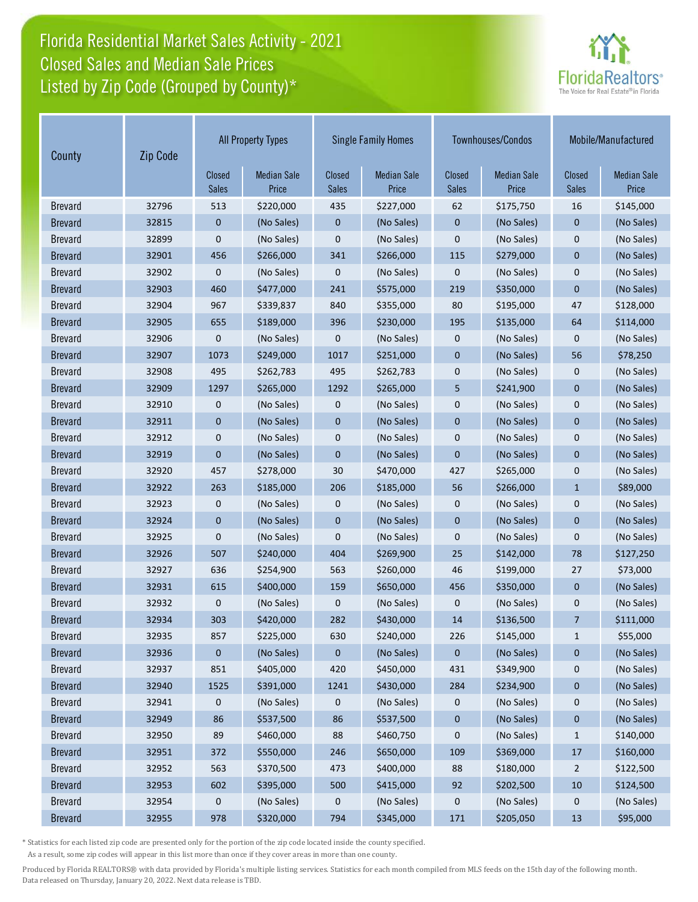# Florida Residential Market Sales Activity - 2021
## Closed Sales and Median Sale Prices
## Listed by Zip Code (Grouped by County)*

| County | Zip Code | All Property Types | | Single Family Homes | | Townhouses/Condos | | Mobile/Manufactured | |
|---|---|---|---|---|---|---|---|---|---|
| | | Closed Sales | Median Sale Price | Closed Sales | Median Sale Price | Closed Sales | Median Sale Price | Closed Sales | Median Sale Price |
| Brevard | 32796 | 513 | $220,000 | 435 | $227,000 | 62 | $175,750 | 16 | $145,000 |
| Brevard | 32815 | 0 | (No Sales) | 0 | (No Sales) | 0 | (No Sales) | 0 | (No Sales) |
| Brevard | 32899 | 0 | (No Sales) | 0 | (No Sales) | 0 | (No Sales) | 0 | (No Sales) |
| Brevard | 32901 | 456 | $266,000 | 341 | $266,000 | 115 | $279,000 | 0 | (No Sales) |
| Brevard | 32902 | 0 | (No Sales) | 0 | (No Sales) | 0 | (No Sales) | 0 | (No Sales) |
| Brevard | 32903 | 460 | $477,000 | 241 | $575,000 | 219 | $350,000 | 0 | (No Sales) |
| Brevard | 32904 | 967 | $339,837 | 840 | $355,000 | 80 | $195,000 | 47 | $128,000 |
| Brevard | 32905 | 655 | $189,000 | 396 | $230,000 | 195 | $135,000 | 64 | $114,000 |
| Brevard | 32906 | 0 | (No Sales) | 0 | (No Sales) | 0 | (No Sales) | 0 | (No Sales) |
| Brevard | 32907 | 1073 | $249,000 | 1017 | $251,000 | 0 | (No Sales) | 56 | $78,250 |
| Brevard | 32908 | 495 | $262,783 | 495 | $262,783 | 0 | (No Sales) | 0 | (No Sales) |
| Brevard | 32909 | 1297 | $265,000 | 1292 | $265,000 | 5 | $241,900 | 0 | (No Sales) |
| Brevard | 32910 | 0 | (No Sales) | 0 | (No Sales) | 0 | (No Sales) | 0 | (No Sales) |
| Brevard | 32911 | 0 | (No Sales) | 0 | (No Sales) | 0 | (No Sales) | 0 | (No Sales) |
| Brevard | 32912 | 0 | (No Sales) | 0 | (No Sales) | 0 | (No Sales) | 0 | (No Sales) |
| Brevard | 32919 | 0 | (No Sales) | 0 | (No Sales) | 0 | (No Sales) | 0 | (No Sales) |
| Brevard | 32920 | 457 | $278,000 | 30 | $470,000 | 427 | $265,000 | 0 | (No Sales) |
| Brevard | 32922 | 263 | $185,000 | 206 | $185,000 | 56 | $266,000 | 1 | $89,000 |
| Brevard | 32923 | 0 | (No Sales) | 0 | (No Sales) | 0 | (No Sales) | 0 | (No Sales) |
| Brevard | 32924 | 0 | (No Sales) | 0 | (No Sales) | 0 | (No Sales) | 0 | (No Sales) |
| Brevard | 32925 | 0 | (No Sales) | 0 | (No Sales) | 0 | (No Sales) | 0 | (No Sales) |
| Brevard | 32926 | 507 | $240,000 | 404 | $269,900 | 25 | $142,000 | 78 | $127,250 |
| Brevard | 32927 | 636 | $254,900 | 563 | $260,000 | 46 | $199,000 | 27 | $73,000 |
| Brevard | 32931 | 615 | $400,000 | 159 | $650,000 | 456 | $350,000 | 0 | (No Sales) |
| Brevard | 32932 | 0 | (No Sales) | 0 | (No Sales) | 0 | (No Sales) | 0 | (No Sales) |
| Brevard | 32934 | 303 | $420,000 | 282 | $430,000 | 14 | $136,500 | 7 | $111,000 |
| Brevard | 32935 | 857 | $225,000 | 630 | $240,000 | 226 | $145,000 | 1 | $55,000 |
| Brevard | 32936 | 0 | (No Sales) | 0 | (No Sales) | 0 | (No Sales) | 0 | (No Sales) |
| Brevard | 32937 | 851 | $405,000 | 420 | $450,000 | 431 | $349,900 | 0 | (No Sales) |
| Brevard | 32940 | 1525 | $391,000 | 1241 | $430,000 | 284 | $234,900 | 0 | (No Sales) |
| Brevard | 32941 | 0 | (No Sales) | 0 | (No Sales) | 0 | (No Sales) | 0 | (No Sales) |
| Brevard | 32949 | 86 | $537,500 | 86 | $537,500 | 0 | (No Sales) | 0 | (No Sales) |
| Brevard | 32950 | 89 | $460,000 | 88 | $460,750 | 0 | (No Sales) | 1 | $140,000 |
| Brevard | 32951 | 372 | $550,000 | 246 | $650,000 | 109 | $369,000 | 17 | $160,000 |
| Brevard | 32952 | 563 | $370,500 | 473 | $400,000 | 88 | $180,000 | 2 | $122,500 |
| Brevard | 32953 | 602 | $395,000 | 500 | $415,000 | 92 | $202,500 | 10 | $124,500 |
| Brevard | 32954 | 0 | (No Sales) | 0 | (No Sales) | 0 | (No Sales) | 0 | (No Sales) |
| Brevard | 32955 | 978 | $320,000 | 794 | $345,000 | 171 | $205,050 | 13 | $95,000 |

* Statistics for each listed zip code are presented only for the portion of the zip code located inside the county specified. As a result, some zip codes will appear in this list more than once if they cover areas in more than one county.

Produced by Florida REALTORS® with data provided by Florida's multiple listing services. Statistics for each month compiled from MLS feeds on the 15th day of the following month. Data released on Thursday, January 20, 2022. Next data release is TBD.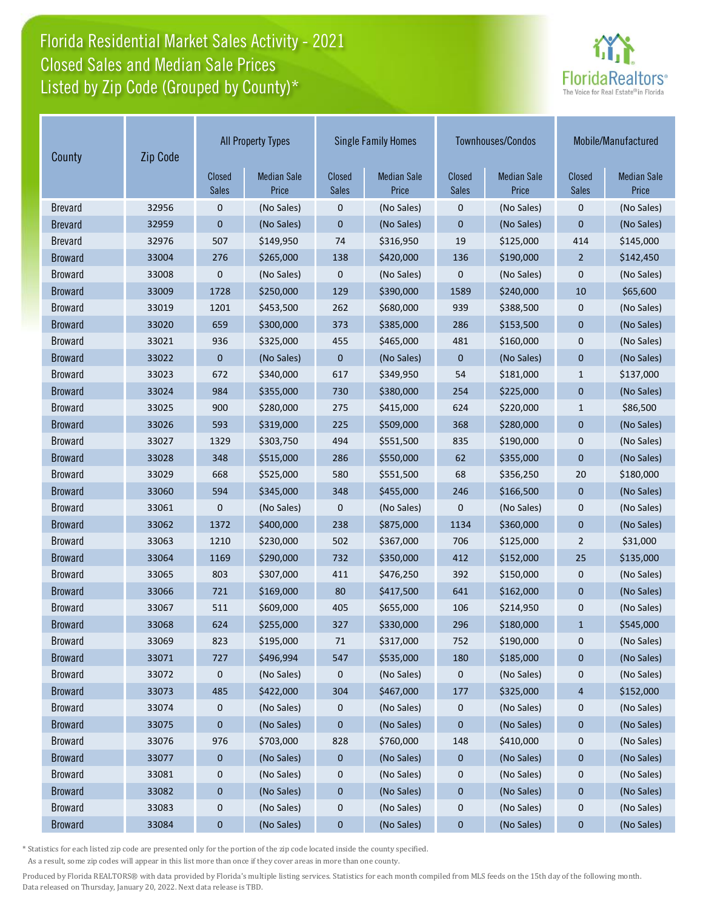# Florida Residential Market Sales Activity - 2021
## Closed Sales and Median Sale Prices
## Listed by Zip Code (Grouped by County)*

| County | Zip Code | All Property Types | | Single Family Homes | | Townhouses/Condos | | Mobile/Manufactured | |
|---|---|---|---|---|---|---|---|---|---|
| | | Closed Sales | Median Sale Price | Closed Sales | Median Sale Price | Closed Sales | Median Sale Price | Closed Sales | Median Sale Price |
| Brevard | 32956 | 0 | (No Sales) | 0 | (No Sales) | 0 | (No Sales) | 0 | (No Sales) |
| Brevard | 32959 | 0 | (No Sales) | 0 | (No Sales) | 0 | (No Sales) | 0 | (No Sales) |
| Brevard | 32976 | 507 | $149,950 | 74 | $316,950 | 19 | $125,000 | 414 | $145,000 |
| Broward | 33004 | 276 | $265,000 | 138 | $420,000 | 136 | $190,000 | 2 | $142,450 |
| Broward | 33008 | 0 | (No Sales) | 0 | (No Sales) | 0 | (No Sales) | 0 | (No Sales) |
| Broward | 33009 | 1728 | $250,000 | 129 | $390,000 | 1589 | $240,000 | 10 | $65,600 |
| Broward | 33019 | 1201 | $453,500 | 262 | $680,000 | 939 | $388,500 | 0 | (No Sales) |
| Broward | 33020 | 659 | $300,000 | 373 | $385,000 | 286 | $153,500 | 0 | (No Sales) |
| Broward | 33021 | 936 | $325,000 | 455 | $465,000 | 481 | $160,000 | 0 | (No Sales) |
| Broward | 33022 | 0 | (No Sales) | 0 | (No Sales) | 0 | (No Sales) | 0 | (No Sales) |
| Broward | 33023 | 672 | $340,000 | 617 | $349,950 | 54 | $181,000 | 1 | $137,000 |
| Broward | 33024 | 984 | $355,000 | 730 | $380,000 | 254 | $225,000 | 0 | (No Sales) |
| Broward | 33025 | 900 | $280,000 | 275 | $415,000 | 624 | $220,000 | 1 | $86,500 |
| Broward | 33026 | 593 | $319,000 | 225 | $509,000 | 368 | $280,000 | 0 | (No Sales) |
| Broward | 33027 | 1329 | $303,750 | 494 | $551,500 | 835 | $190,000 | 0 | (No Sales) |
| Broward | 33028 | 348 | $515,000 | 286 | $550,000 | 62 | $355,000 | 0 | (No Sales) |
| Broward | 33029 | 668 | $525,000 | 580 | $551,500 | 68 | $356,250 | 20 | $180,000 |
| Broward | 33060 | 594 | $345,000 | 348 | $455,000 | 246 | $166,500 | 0 | (No Sales) |
| Broward | 33061 | 0 | (No Sales) | 0 | (No Sales) | 0 | (No Sales) | 0 | (No Sales) |
| Broward | 33062 | 1372 | $400,000 | 238 | $875,000 | 1134 | $360,000 | 0 | (No Sales) |
| Broward | 33063 | 1210 | $230,000 | 502 | $367,000 | 706 | $125,000 | 2 | $31,000 |
| Broward | 33064 | 1169 | $290,000 | 732 | $350,000 | 412 | $152,000 | 25 | $135,000 |
| Broward | 33065 | 803 | $307,000 | 411 | $476,250 | 392 | $150,000 | 0 | (No Sales) |
| Broward | 33066 | 721 | $169,000 | 80 | $417,500 | 641 | $162,000 | 0 | (No Sales) |
| Broward | 33067 | 511 | $609,000 | 405 | $655,000 | 106 | $214,950 | 0 | (No Sales) |
| Broward | 33068 | 624 | $255,000 | 327 | $330,000 | 296 | $180,000 | 1 | $545,000 |
| Broward | 33069 | 823 | $195,000 | 71 | $317,000 | 752 | $190,000 | 0 | (No Sales) |
| Broward | 33071 | 727 | $496,994 | 547 | $535,000 | 180 | $185,000 | 0 | (No Sales) |
| Broward | 33072 | 0 | (No Sales) | 0 | (No Sales) | 0 | (No Sales) | 0 | (No Sales) |
| Broward | 33073 | 485 | $422,000 | 304 | $467,000 | 177 | $325,000 | 4 | $152,000 |
| Broward | 33074 | 0 | (No Sales) | 0 | (No Sales) | 0 | (No Sales) | 0 | (No Sales) |
| Broward | 33075 | 0 | (No Sales) | 0 | (No Sales) | 0 | (No Sales) | 0 | (No Sales) |
| Broward | 33076 | 976 | $703,000 | 828 | $760,000 | 148 | $410,000 | 0 | (No Sales) |
| Broward | 33077 | 0 | (No Sales) | 0 | (No Sales) | 0 | (No Sales) | 0 | (No Sales) |
| Broward | 33081 | 0 | (No Sales) | 0 | (No Sales) | 0 | (No Sales) | 0 | (No Sales) |
| Broward | 33082 | 0 | (No Sales) | 0 | (No Sales) | 0 | (No Sales) | 0 | (No Sales) |
| Broward | 33083 | 0 | (No Sales) | 0 | (No Sales) | 0 | (No Sales) | 0 | (No Sales) |
| Broward | 33084 | 0 | (No Sales) | 0 | (No Sales) | 0 | (No Sales) | 0 | (No Sales) |

* Statistics for each listed zip code are presented only for the portion of the zip code located inside the county specified. As a result, some zip codes will appear in this list more than once if they cover areas in more than one county.

Produced by Florida REALTORS® with data provided by Florida's multiple listing services. Statistics for each month compiled from MLS feeds on the 15th day of the following month. Data released on Thursday, January 20, 2022. Next data release is TBD.